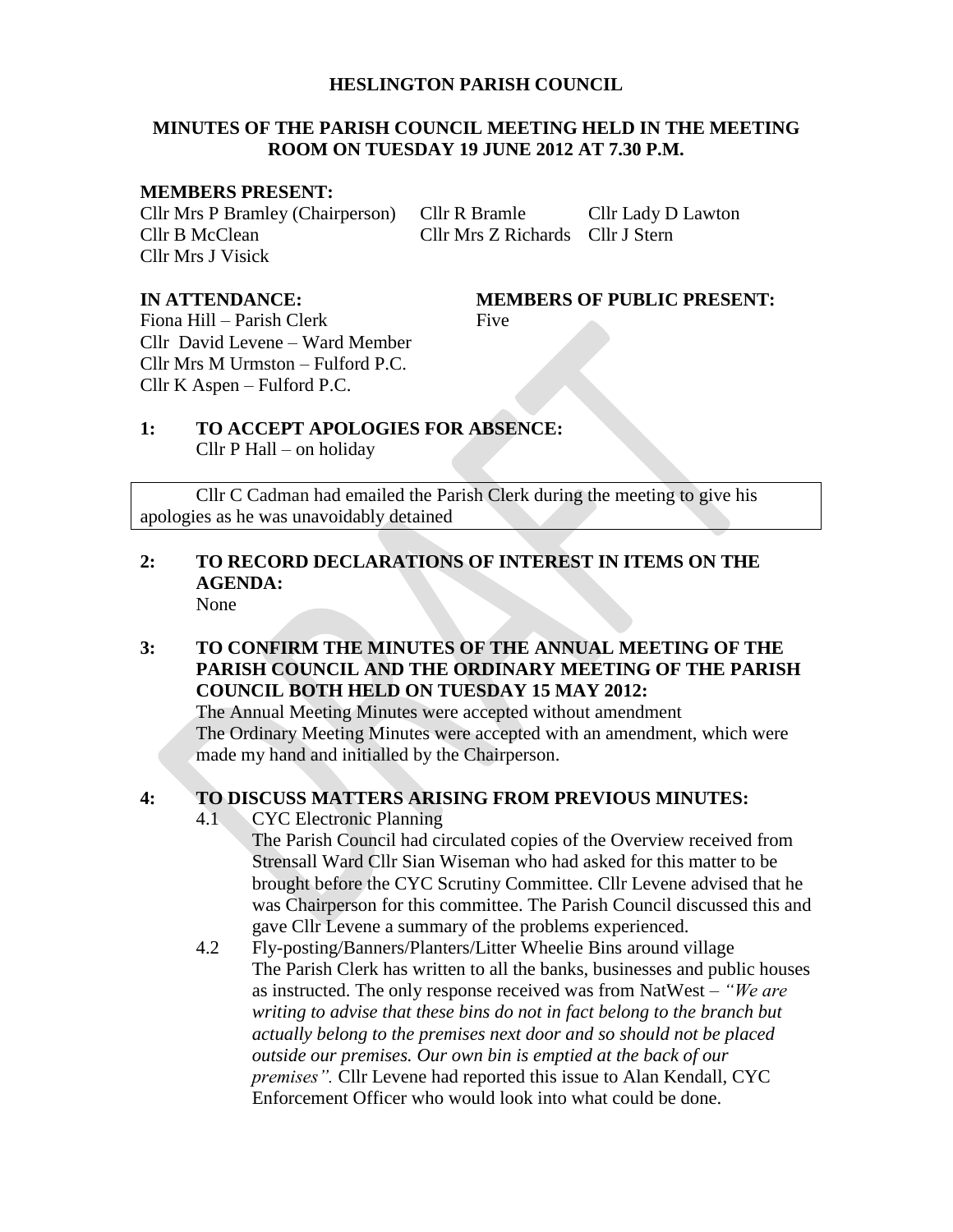# HESLINGTON PARISH COUNCIL

## MINUTES OF THE PARISH COUNCIL MEETING HELD IN THE MEETING ROOM ON TUESDAY 19 JUNE 2012 AT 7.30 P.M.

**MEMBERS PRESENT:**

Cllr Mrs P Bramley (Chairperson) Cllr R Bramle Cllr Lady D Lawton
Cllr B McClean Cllr Mrs Z Richards Cllr J Stern
Cllr Mrs J Visick

**IN ATTENDANCE:**

Fiona Hill – Parish Clerk
Cllr David Levene – Ward Member
Cllr Mrs M Urmston – Fulford P.C.
Cllr K Aspen – Fulford P.C.

**MEMBERS OF PUBLIC PRESENT:**

Five

**1: TO ACCEPT APOLOGIES FOR ABSENCE:**

Cllr P Hall – on holiday

Cllr C Cadman had emailed the Parish Clerk during the meeting to give his apologies as he was unavoidably detained

**2: TO RECORD DECLARATIONS OF INTEREST IN ITEMS ON THE AGENDA:**

None

**3: TO CONFIRM THE MINUTES OF THE ANNUAL MEETING OF THE PARISH COUNCIL AND THE ORDINARY MEETING OF THE PARISH COUNCIL BOTH HELD ON TUESDAY 15 MAY 2012:**

The Annual Meeting Minutes were accepted without amendment
The Ordinary Meeting Minutes were accepted with an amendment, which were made my hand and initialled by the Chairperson.

**4: TO DISCUSS MATTERS ARISING FROM PREVIOUS MINUTES:**

4.1 CYC Electronic Planning

The Parish Council had circulated copies of the Overview received from Strensall Ward Cllr Sian Wiseman who had asked for this matter to be brought before the CYC Scrutiny Committee. Cllr Levene advised that he was Chairperson for this committee. The Parish Council discussed this and gave Cllr Levene a summary of the problems experienced.

4.2 Fly-posting/Banners/Planters/Litter Wheelie Bins around village

The Parish Clerk has written to all the banks, businesses and public houses as instructed. The only response received was from NatWest – *"We are writing to advise that these bins do not in fact belong to the branch but actually belong to the premises next door and so should not be placed outside our premises. Our own bin is emptied at the back of our premises".* Cllr Levene had reported this issue to Alan Kendall, CYC Enforcement Officer who would look into what could be done.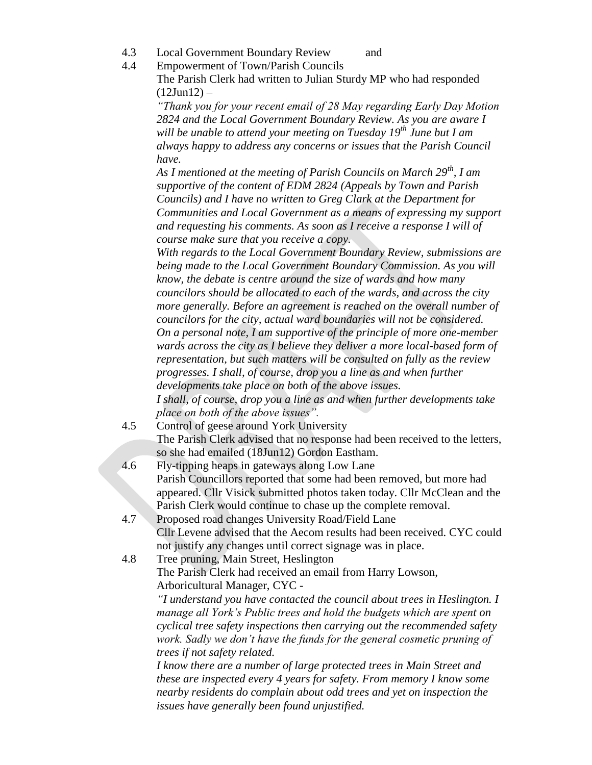4.3 Local Government Boundary Review and

4.4 Empowerment of Town/Parish Councils

The Parish Clerk had written to Julian Sturdy MP who had responded (12Jun12) –

*"Thank you for your recent email of 28 May regarding Early Day Motion 2824 and the Local Government Boundary Review. As you are aware I will be unable to attend your meeting on Tuesday 19th June but I am always happy to address any concerns or issues that the Parish Council have.*

*As I mentioned at the meeting of Parish Councils on March 29th, I am supportive of the content of EDM 2824 (Appeals by Town and Parish Councils) and I have no written to Greg Clark at the Department for Communities and Local Government as a means of expressing my support and requesting his comments. As soon as I receive a response I will of course make sure that you receive a copy.*

*With regards to the Local Government Boundary Review, submissions are being made to the Local Government Boundary Commission. As you will know, the debate is centre around the size of wards and how many councilors should be allocated to each of the wards, and across the city more generally. Before an agreement is reached on the overall number of councilors for the city, actual ward boundaries will not be considered. On a personal note, I am supportive of the principle of more one-member wards across the city as I believe they deliver a more local-based form of representation, but such matters will be consulted on fully as the review progresses. I shall, of course, drop you a line as and when further developments take place on both of the above issues.*

*I shall, of course, drop you a line as and when further developments take place on both of the above issues".*

4.5 Control of geese around York University

The Parish Clerk advised that no response had been received to the letters, so she had emailed (18Jun12) Gordon Eastham.

4.6 Fly-tipping heaps in gateways along Low Lane

Parish Councillors reported that some had been removed, but more had appeared. Cllr Visick submitted photos taken today. Cllr McClean and the Parish Clerk would continue to chase up the complete removal.

4.7 Proposed road changes University Road/Field Lane

Cllr Levene advised that the Aecom results had been received. CYC could not justify any changes until correct signage was in place.

4.8 Tree pruning, Main Street, Heslington

The Parish Clerk had received an email from Harry Lowson, Arboricultural Manager, CYC -

*"I understand you have contacted the council about trees in Heslington. I manage all York's Public trees and hold the budgets which are spent on cyclical tree safety inspections then carrying out the recommended safety work. Sadly we don't have the funds for the general cosmetic pruning of trees if not safety related.*

*I know there are a number of large protected trees in Main Street and these are inspected every 4 years for safety. From memory I know some nearby residents do complain about odd trees and yet on inspection the issues have generally been found unjustified.*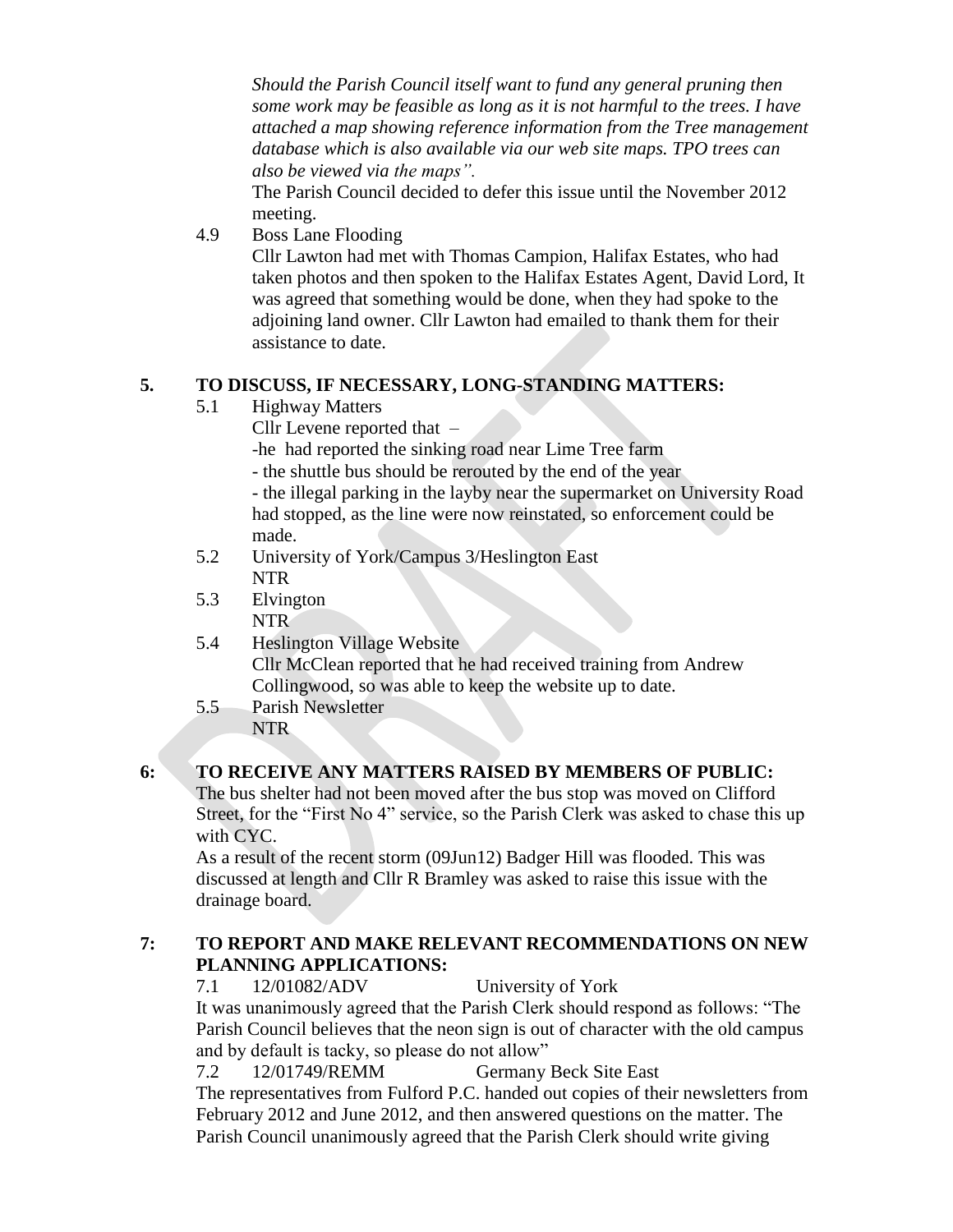*Should the Parish Council itself want to fund any general pruning then some work may be feasible as long as it is not harmful to the trees. I have attached a map showing reference information from the Tree management database which is also available via our web site maps. TPO trees can also be viewed via the maps".*

The Parish Council decided to defer this issue until the November 2012 meeting.

4.9 Boss Lane Flooding

Cllr Lawton had met with Thomas Campion, Halifax Estates, who had taken photos and then spoken to the Halifax Estates Agent, David Lord, It was agreed that something would be done, when they had spoke to the adjoining land owner. Cllr Lawton had emailed to thank them for their assistance to date.

## 5. TO DISCUSS, IF NECESSARY, LONG-STANDING MATTERS:

5.1 Highway Matters

Cllr Levene reported that –

-he had reported the sinking road near Lime Tree farm

- the shuttle bus should be rerouted by the end of the year

- the illegal parking in the layby near the supermarket on University Road had stopped, as the line were now reinstated, so enforcement could be made.

5.2 University of York/Campus 3/Heslington East

NTR

5.3 Elvington

NTR

5.4 Heslington Village Website

Cllr McClean reported that he had received training from Andrew Collingwood, so was able to keep the website up to date.

5.5 Parish Newsletter

NTR

## 6: TO RECEIVE ANY MATTERS RAISED BY MEMBERS OF PUBLIC:

The bus shelter had not been moved after the bus stop was moved on Clifford Street, for the "First No 4" service, so the Parish Clerk was asked to chase this up with CYC.

As a result of the recent storm (09Jun12) Badger Hill was flooded. This was discussed at length and Cllr R Bramley was asked to raise this issue with the drainage board.

## 7: TO REPORT AND MAKE RELEVANT RECOMMENDATIONS ON NEW PLANNING APPLICATIONS:

7.1 12/01082/ADV University of York

It was unanimously agreed that the Parish Clerk should respond as follows: "The Parish Council believes that the neon sign is out of character with the old campus and by default is tacky, so please do not allow"

7.2 12/01749/REMM Germany Beck Site East

The representatives from Fulford P.C. handed out copies of their newsletters from February 2012 and June 2012, and then answered questions on the matter. The Parish Council unanimously agreed that the Parish Clerk should write giving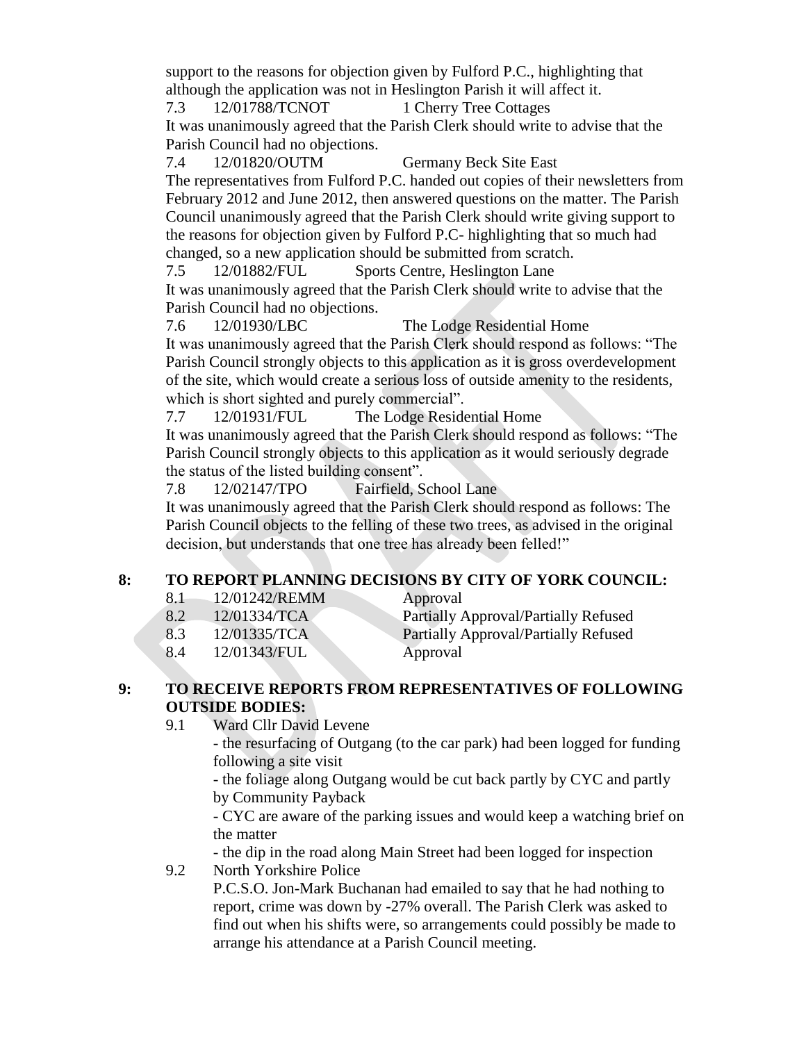support to the reasons for objection given by Fulford P.C., highlighting that although the application was not in Heslington Parish it will affect it.

7.3 12/01788/TCNOT 1 Cherry Tree Cottages

It was unanimously agreed that the Parish Clerk should write to advise that the Parish Council had no objections.

7.4 12/01820/OUTM Germany Beck Site East

The representatives from Fulford P.C. handed out copies of their newsletters from February 2012 and June 2012, then answered questions on the matter. The Parish Council unanimously agreed that the Parish Clerk should write giving support to the reasons for objection given by Fulford P.C- highlighting that so much had changed, so a new application should be submitted from scratch.

7.5 12/01882/FUL Sports Centre, Heslington Lane

It was unanimously agreed that the Parish Clerk should write to advise that the Parish Council had no objections.

7.6 12/01930/LBC The Lodge Residential Home

It was unanimously agreed that the Parish Clerk should respond as follows: "The Parish Council strongly objects to this application as it is gross overdevelopment of the site, which would create a serious loss of outside amenity to the residents, which is short sighted and purely commercial".

7.7 12/01931/FUL The Lodge Residential Home

It was unanimously agreed that the Parish Clerk should respond as follows: "The Parish Council strongly objects to this application as it would seriously degrade the status of the listed building consent".

7.8 12/02147/TPO Fairfield, School Lane

It was unanimously agreed that the Parish Clerk should respond as follows: The Parish Council objects to the felling of these two trees, as advised in the original decision, but understands that one tree has already been felled!"

## 8: TO REPORT PLANNING DECISIONS BY CITY OF YORK COUNCIL:

| | | |
|---|---|---|
| 8.1 | 12/01242/REMM | Approval |
| 8.2 | 12/01334/TCA | Partially Approval/Partially Refused |
| 8.3 | 12/01335/TCA | Partially Approval/Partially Refused |
| 8.4 | 12/01343/FUL | Approval |

## 9: TO RECEIVE REPORTS FROM REPRESENTATIVES OF FOLLOWING OUTSIDE BODIES:

9.1 Ward Cllr David Levene

- the resurfacing of Outgang (to the car park) had been logged for funding following a site visit
- the foliage along Outgang would be cut back partly by CYC and partly by Community Payback
- CYC are aware of the parking issues and would keep a watching brief on the matter
- the dip in the road along Main Street had been logged for inspection

9.2 North Yorkshire Police

P.C.S.O. Jon-Mark Buchanan had emailed to say that he had nothing to report, crime was down by -27% overall. The Parish Clerk was asked to find out when his shifts were, so arrangements could possibly be made to arrange his attendance at a Parish Council meeting.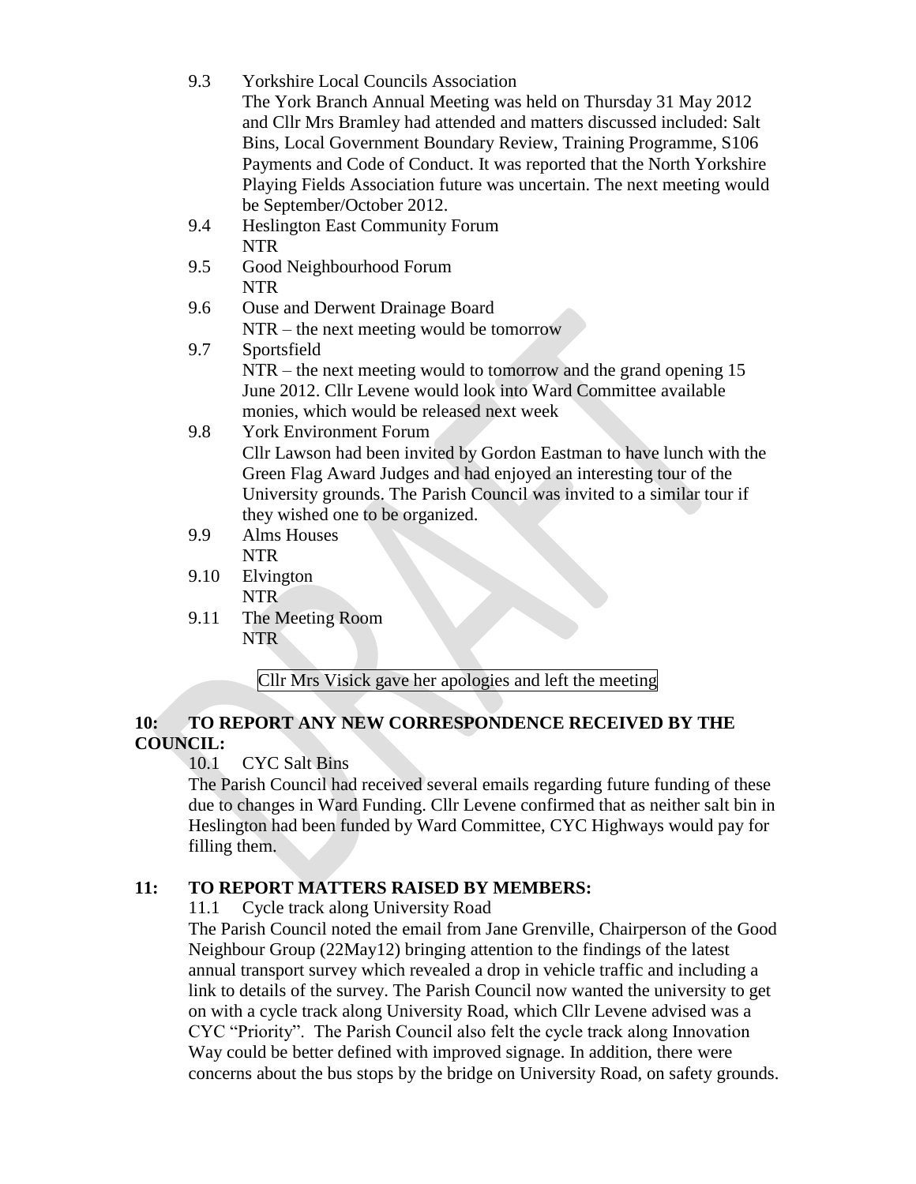9.3 Yorkshire Local Councils Association

The York Branch Annual Meeting was held on Thursday 31 May 2012 and Cllr Mrs Bramley had attended and matters discussed included: Salt Bins, Local Government Boundary Review, Training Programme, S106 Payments and Code of Conduct. It was reported that the North Yorkshire Playing Fields Association future was uncertain. The next meeting would be September/October 2012.

9.4 Heslington East Community Forum

NTR

9.5 Good Neighbourhood Forum

NTR

9.6 Ouse and Derwent Drainage Board

NTR – the next meeting would be tomorrow

9.7 Sportsfield

NTR – the next meeting would to tomorrow and the grand opening 15 June 2012. Cllr Levene would look into Ward Committee available monies, which would be released next week

9.8 York Environment Forum

Cllr Lawson had been invited by Gordon Eastman to have lunch with the Green Flag Award Judges and had enjoyed an interesting tour of the University grounds. The Parish Council was invited to a similar tour if they wished one to be organized.

9.9 Alms Houses

NTR

9.10 Elvington

NTR

9.11 The Meeting Room

NTR

Cllr Mrs Visick gave her apologies and left the meeting

## 10: TO REPORT ANY NEW CORRESPONDENCE RECEIVED BY THE COUNCIL:

10.1 CYC Salt Bins

The Parish Council had received several emails regarding future funding of these due to changes in Ward Funding. Cllr Levene confirmed that as neither salt bin in Heslington had been funded by Ward Committee, CYC Highways would pay for filling them.

## 11: TO REPORT MATTERS RAISED BY MEMBERS:

11.1 Cycle track along University Road

The Parish Council noted the email from Jane Grenville, Chairperson of the Good Neighbour Group (22May12) bringing attention to the findings of the latest annual transport survey which revealed a drop in vehicle traffic and including a link to details of the survey. The Parish Council now wanted the university to get on with a cycle track along University Road, which Cllr Levene advised was a CYC "Priority". The Parish Council also felt the cycle track along Innovation Way could be better defined with improved signage. In addition, there were concerns about the bus stops by the bridge on University Road, on safety grounds.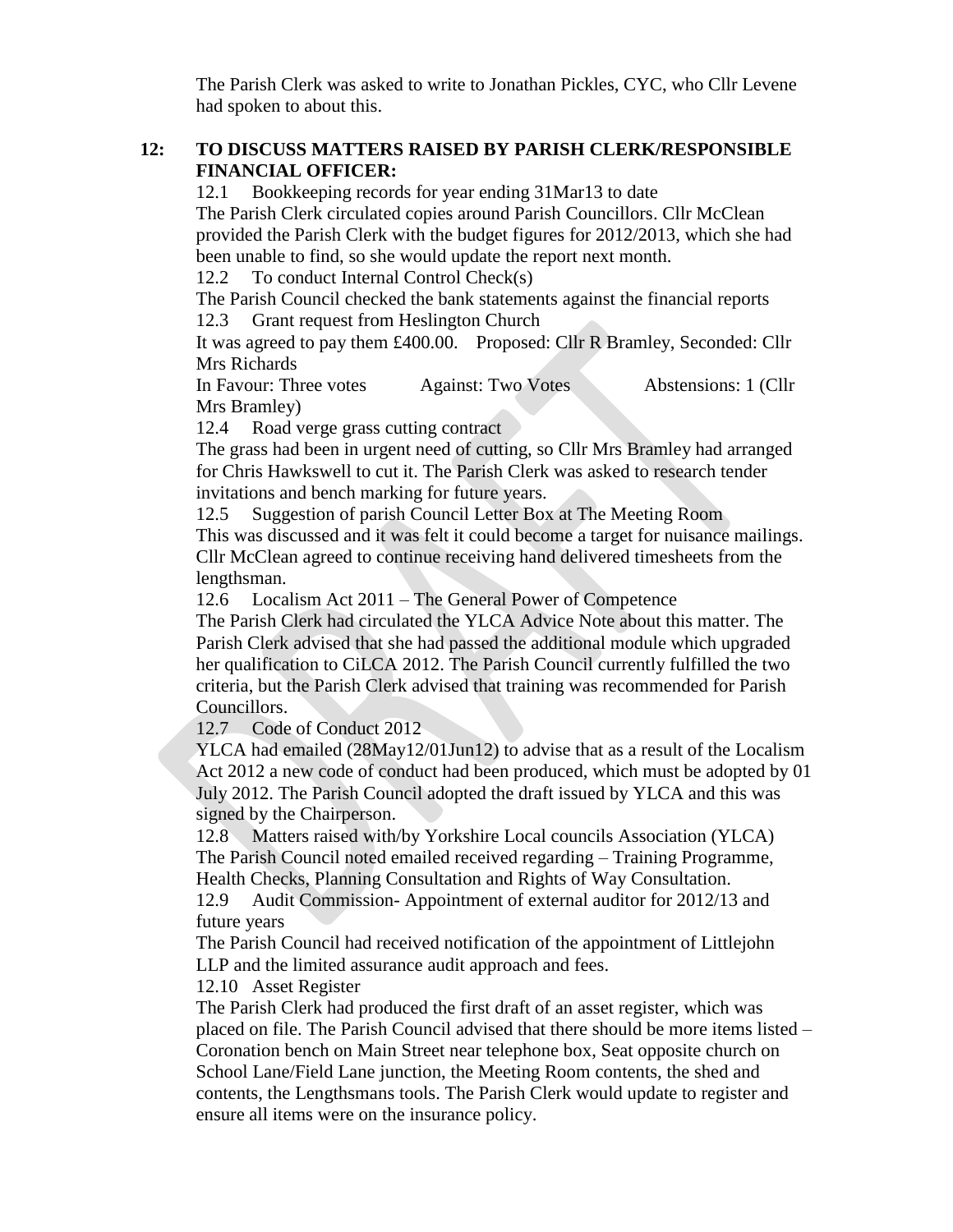The Parish Clerk was asked to write to Jonathan Pickles, CYC, who Cllr Levene had spoken to about this.

**12: TO DISCUSS MATTERS RAISED BY PARISH CLERK/RESPONSIBLE FINANCIAL OFFICER:**

12.1 Bookkeeping records for year ending 31Mar13 to date

The Parish Clerk circulated copies around Parish Councillors. Cllr McClean provided the Parish Clerk with the budget figures for 2012/2013, which she had been unable to find, so she would update the report next month.

12.2 To conduct Internal Control Check(s)

The Parish Council checked the bank statements against the financial reports

12.3 Grant request from Heslington Church

It was agreed to pay them £400.00. Proposed: Cllr R Bramley, Seconded: Cllr Mrs Richards

In Favour: Three votes Against: Two Votes Abstensions: 1 (Cllr Mrs Bramley)

12.4 Road verge grass cutting contract

The grass had been in urgent need of cutting, so Cllr Mrs Bramley had arranged for Chris Hawkswell to cut it. The Parish Clerk was asked to research tender invitations and bench marking for future years.

12.5 Suggestion of parish Council Letter Box at The Meeting Room

This was discussed and it was felt it could become a target for nuisance mailings. Cllr McClean agreed to continue receiving hand delivered timesheets from the lengthsman.

12.6 Localism Act 2011 – The General Power of Competence

The Parish Clerk had circulated the YLCA Advice Note about this matter. The Parish Clerk advised that she had passed the additional module which upgraded her qualification to CiLCA 2012. The Parish Council currently fulfilled the two criteria, but the Parish Clerk advised that training was recommended for Parish Councillors.

12.7 Code of Conduct 2012

YLCA had emailed (28May12/01Jun12) to advise that as a result of the Localism Act 2012 a new code of conduct had been produced, which must be adopted by 01 July 2012. The Parish Council adopted the draft issued by YLCA and this was signed by the Chairperson.

12.8 Matters raised with/by Yorkshire Local councils Association (YLCA)

The Parish Council noted emailed received regarding – Training Programme, Health Checks, Planning Consultation and Rights of Way Consultation.

12.9 Audit Commission- Appointment of external auditor for 2012/13 and future years

The Parish Council had received notification of the appointment of Littlejohn LLP and the limited assurance audit approach and fees.

12.10 Asset Register

The Parish Clerk had produced the first draft of an asset register, which was placed on file. The Parish Council advised that there should be more items listed – Coronation bench on Main Street near telephone box, Seat opposite church on School Lane/Field Lane junction, the Meeting Room contents, the shed and contents, the Lengthsmans tools. The Parish Clerk would update to register and ensure all items were on the insurance policy.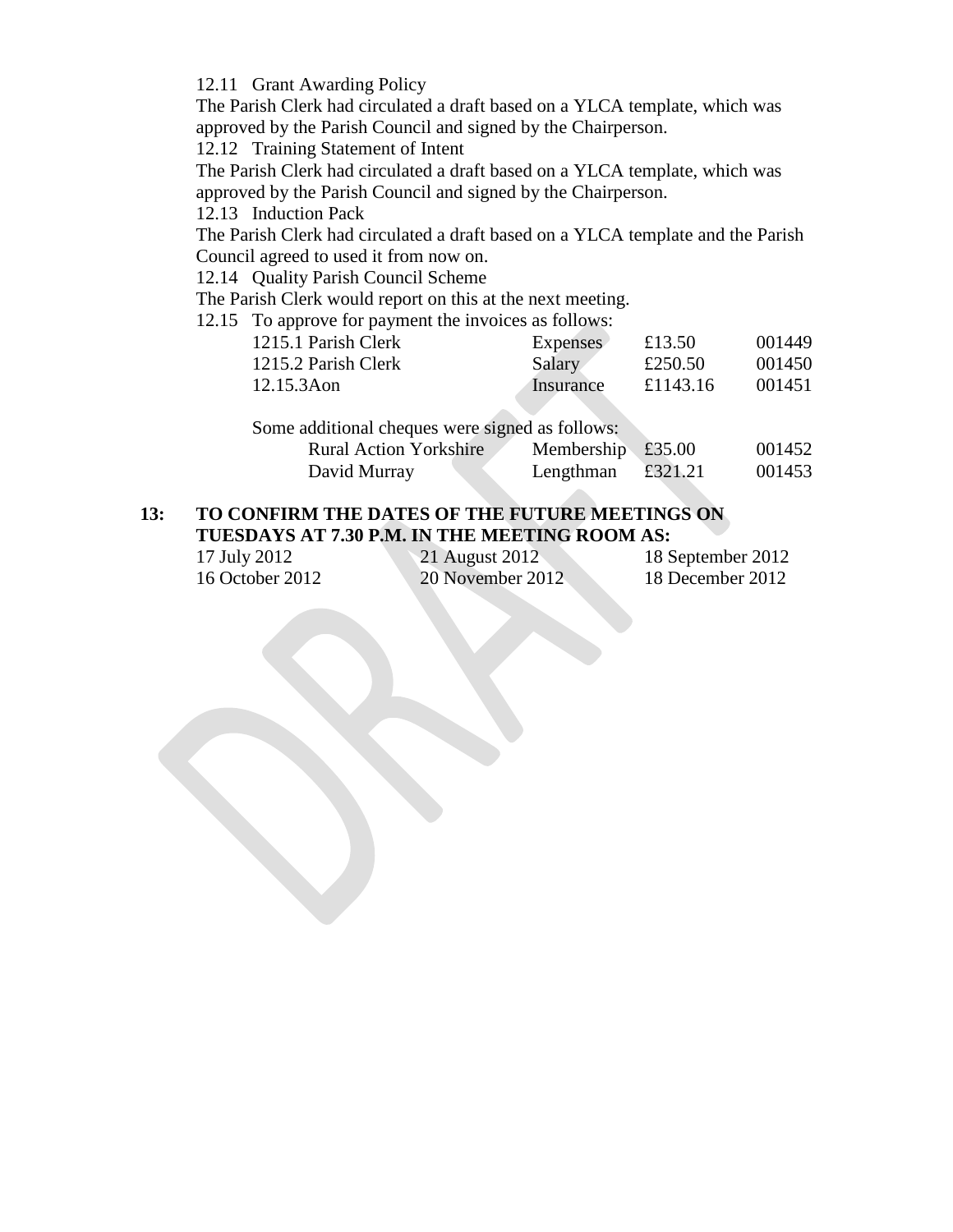12.11 Grant Awarding Policy

The Parish Clerk had circulated a draft based on a YLCA template, which was approved by the Parish Council and signed by the Chairperson.

12.12 Training Statement of Intent

The Parish Clerk had circulated a draft based on a YLCA template, which was approved by the Parish Council and signed by the Chairperson.

12.13 Induction Pack

The Parish Clerk had circulated a draft based on a YLCA template and the Parish Council agreed to used it from now on.

12.14 Quality Parish Council Scheme

The Parish Clerk would report on this at the next meeting.

12.15 To approve for payment the invoices as follows:

| | | | |
|---|---|---|---|
| 1215.1 Parish Clerk | Expenses | £13.50 | 001449 |
| 1215.2 Parish Clerk | Salary | £250.50 | 001450 |
| 12.15.3Aon | Insurance | £1143.16 | 001451 |

Some additional cheques were signed as follows:

| | | | |
|---|---|---|---|
| Rural Action Yorkshire | Membership | £35.00 | 001452 |
| David Murray | Lengthman | £321.21 | 001453 |

## 13: TO CONFIRM THE DATES OF THE FUTURE MEETINGS ON TUESDAYS AT 7.30 P.M. IN THE MEETING ROOM AS:

| | | |
|---|---|---|
| 17 July 2012 | 21 August 2012 | 18 September 2012 |
| 16 October 2012 | 20 November 2012 | 18 December 2012 |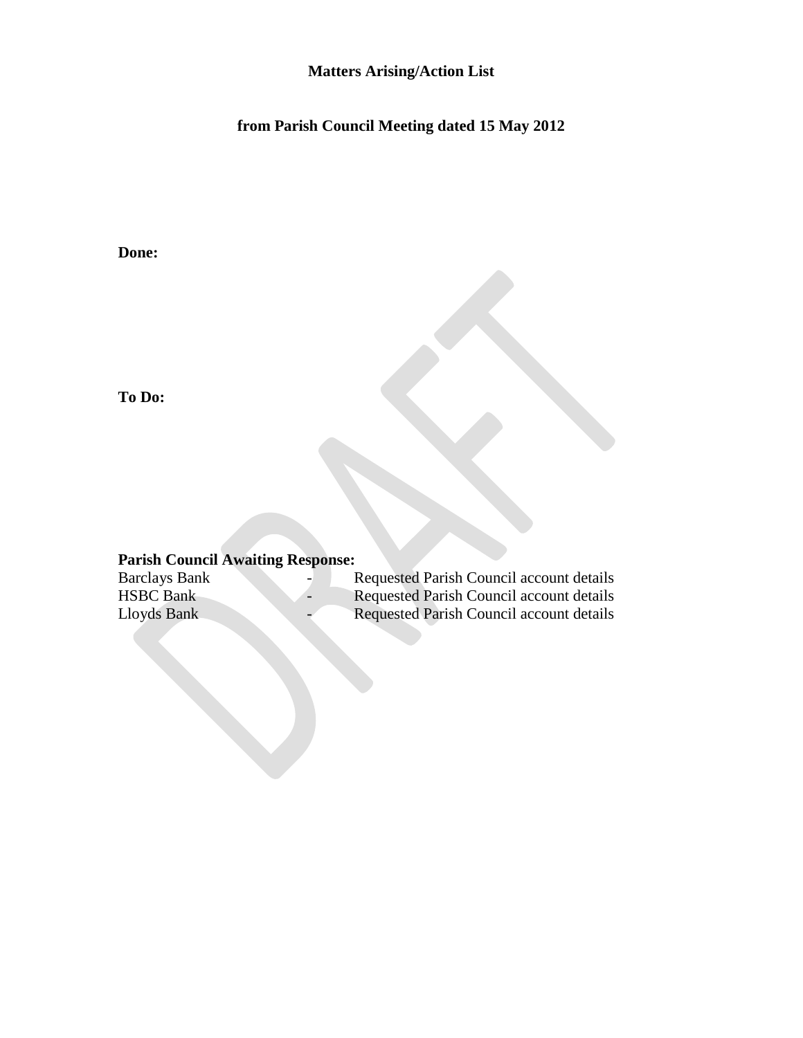**Matters Arising/Action List**

**from Parish Council Meeting dated 15 May 2012**

**Done:**

**To Do:**

**Parish Council Awaiting Response:**

| | | |
|---|---|---|
| Barclays Bank | - | Requested Parish Council account details |
| HSBC Bank | - | Requested Parish Council account details |
| Lloyds Bank | - | Requested Parish Council account details |